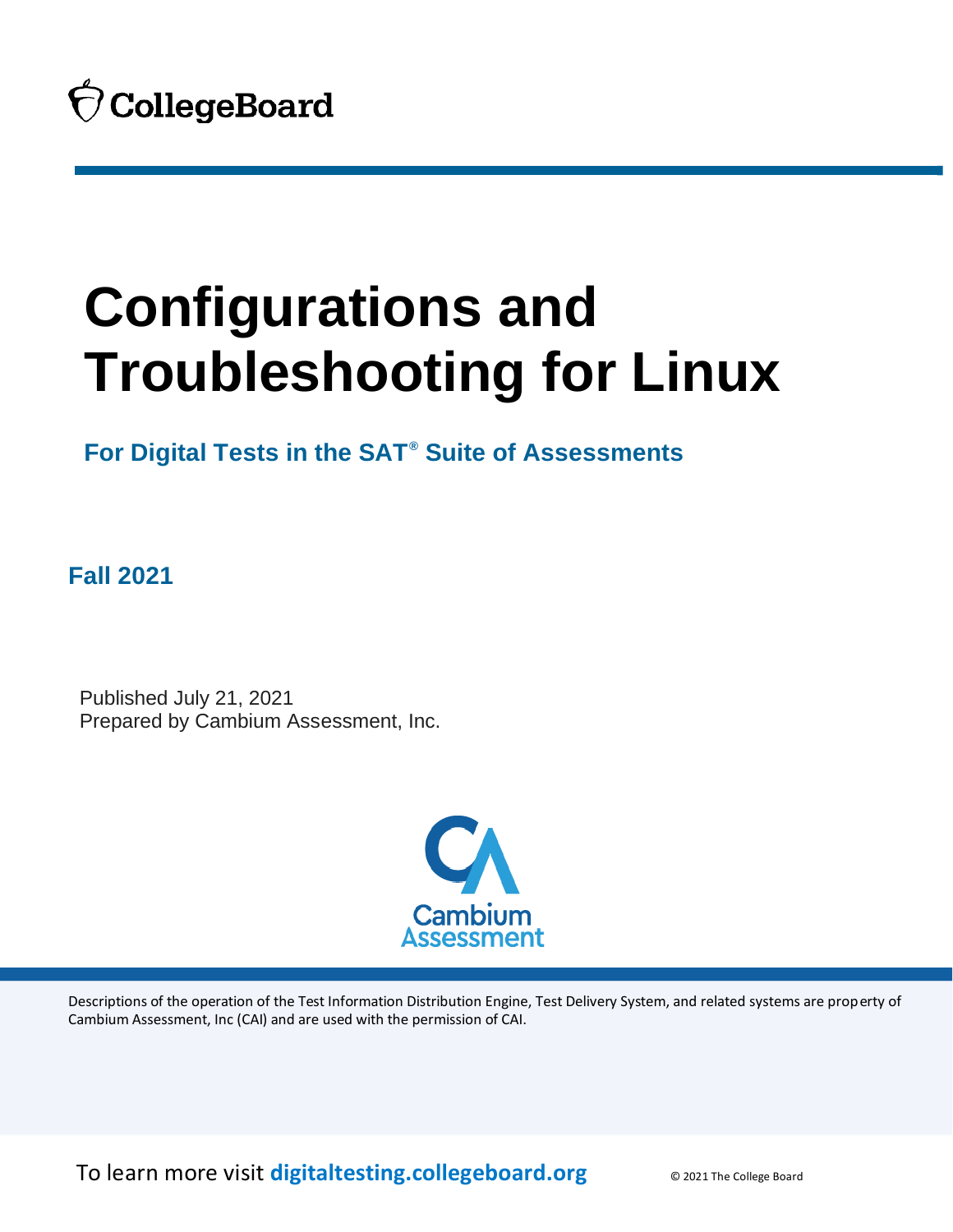CollegeBoard

# Configurations and Troubleshooting for Linux

## For Digital Tests in the SAT® Suite of Assessments

**Fall 2021**

Published July 21, 2021
Prepared by Cambium Assessment, Inc.

Cambium Assessment

Descriptions of the operation of the Test Information Distribution Engine, Test Delivery System, and related systems are property of Cambium Assessment, Inc (CAI) and are used with the permission of CAI.

To learn more visit **digitaltesting.collegeboard.org**

© 2021 The College Board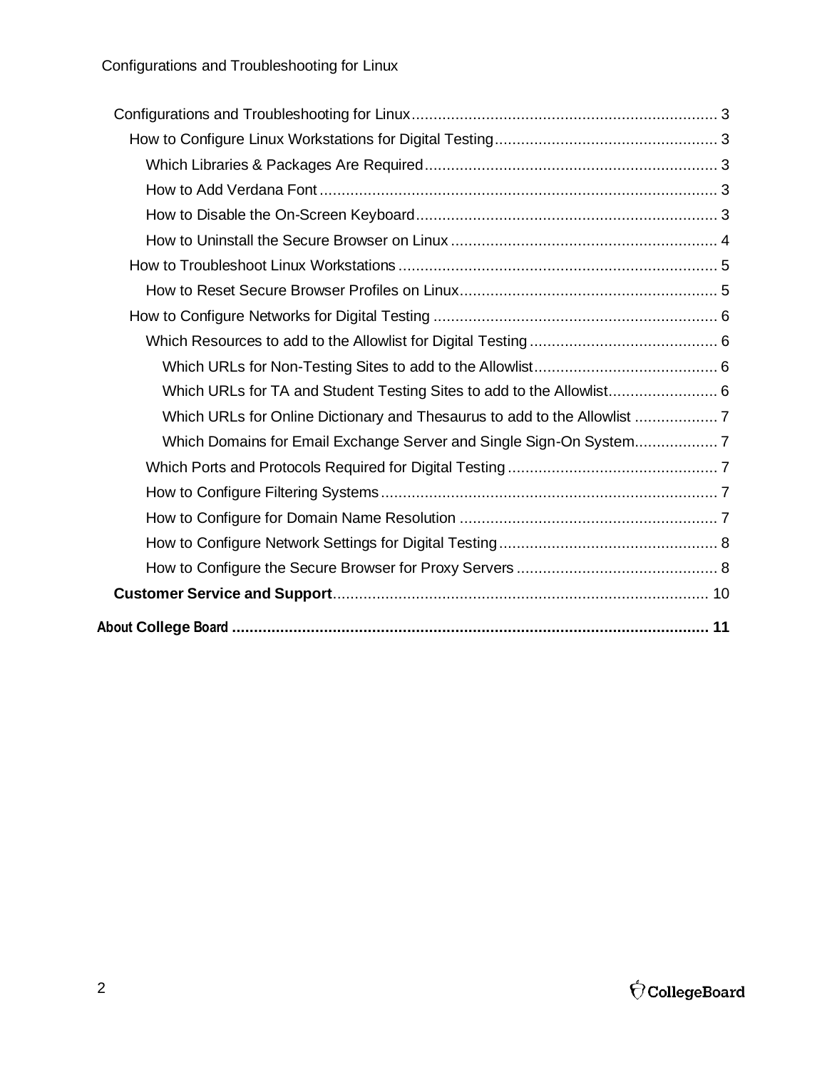- Configurations and Troubleshooting for Linux ..... 3
  - How to Configure Linux Workstations for Digital Testing ..... 3
    - Which Libraries & Packages Are Required ..... 3
    - How to Add Verdana Font ..... 3
    - How to Disable the On-Screen Keyboard ..... 3
    - How to Uninstall the Secure Browser on Linux ..... 4
  - How to Troubleshoot Linux Workstations ..... 5
    - How to Reset Secure Browser Profiles on Linux ..... 5
  - How to Configure Networks for Digital Testing ..... 6
    - Which Resources to add to the Allowlist for Digital Testing ..... 6
      - Which URLs for Non-Testing Sites to add to the Allowlist ..... 6
      - Which URLs for TA and Student Testing Sites to add to the Allowlist ..... 6
      - Which URLs for Online Dictionary and Thesaurus to add to the Allowlist ..... 7
      - Which Domains for Email Exchange Server and Single Sign-On System ..... 7
    - Which Ports and Protocols Required for Digital Testing ..... 7
    - How to Configure Filtering Systems ..... 7
    - How to Configure for Domain Name Resolution ..... 7
    - How to Configure Network Settings for Digital Testing ..... 8
    - How to Configure the Secure Browser for Proxy Servers ..... 8
- **Customer Service and Support** ..... 10

**About College Board ..... 11**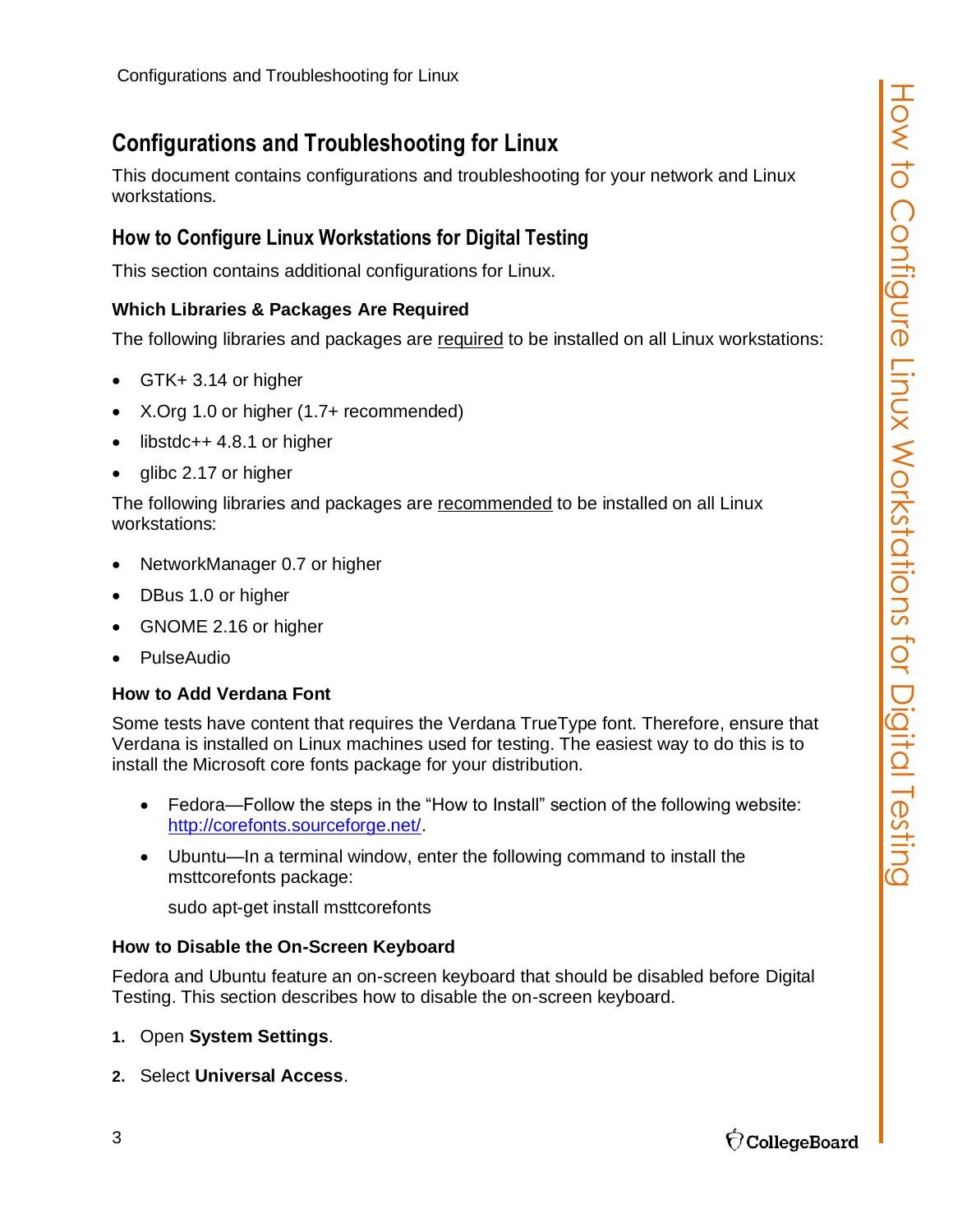# Configurations and Troubleshooting for Linux

This document contains configurations and troubleshooting for your network and Linux workstations.

## How to Configure Linux Workstations for Digital Testing

This section contains additional configurations for Linux.

### Which Libraries & Packages Are Required

The following libraries and packages are required to be installed on all Linux workstations:

- GTK+ 3.14 or higher
- X.Org 1.0 or higher (1.7+ recommended)
- libstdc++ 4.8.1 or higher
- glibc 2.17 or higher

The following libraries and packages are recommended to be installed on all Linux workstations:

- NetworkManager 0.7 or higher
- DBus 1.0 or higher
- GNOME 2.16 or higher
- PulseAudio

### How to Add Verdana Font

Some tests have content that requires the Verdana TrueType font. Therefore, ensure that Verdana is installed on Linux machines used for testing. The easiest way to do this is to install the Microsoft core fonts package for your distribution.

- Fedora—Follow the steps in the “How to Install” section of the following website: http://corefonts.sourceforge.net/.
- Ubuntu—In a terminal window, enter the following command to install the msttcorefonts package:

  ```
  sudo apt-get install msttcorefonts
  ```

### How to Disable the On-Screen Keyboard

Fedora and Ubuntu feature an on-screen keyboard that should be disabled before Digital Testing. This section describes how to disable the on-screen keyboard.

1. Open **System Settings**.
2. Select **Universal Access**.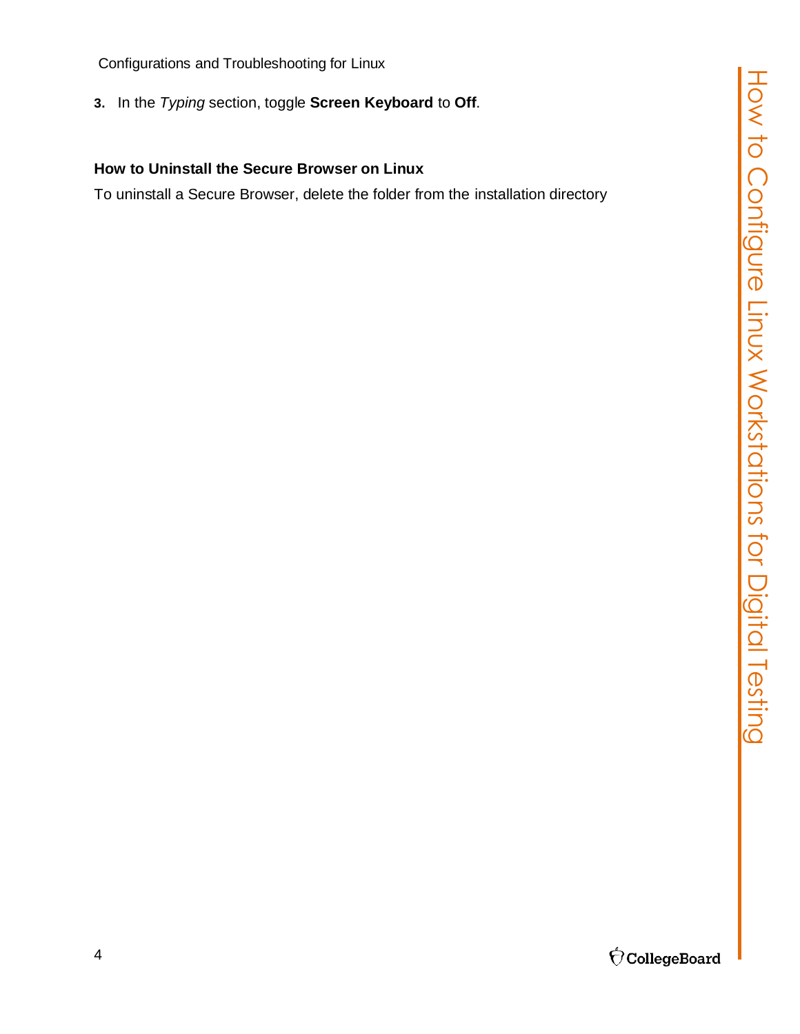3. In the *Typing* section, toggle **Screen Keyboard** to **Off**.

### How to Uninstall the Secure Browser on Linux

To uninstall a Secure Browser, delete the folder from the installation directory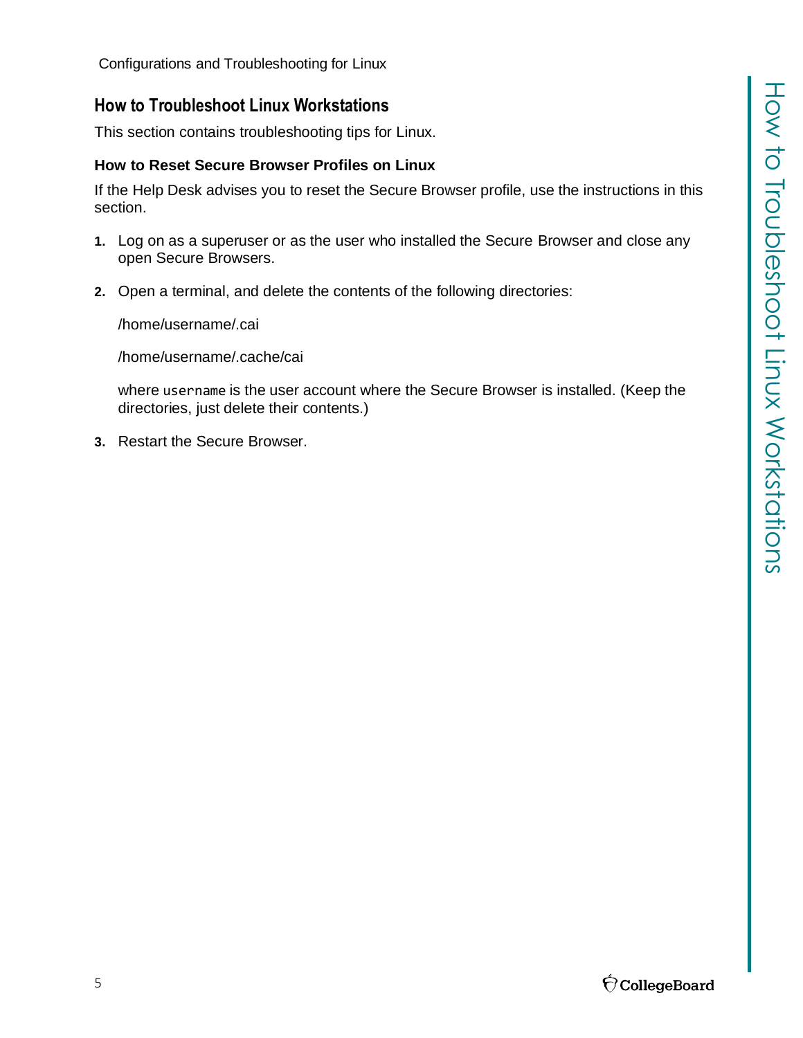## How to Troubleshoot Linux Workstations

This section contains troubleshooting tips for Linux.

### How to Reset Secure Browser Profiles on Linux

If the Help Desk advises you to reset the Secure Browser profile, use the instructions in this section.

1. Log on as a superuser or as the user who installed the Secure Browser and close any open Secure Browsers.
2. Open a terminal, and delete the contents of the following directories:

   /home/username/.cai

   /home/username/.cache/cai

   where `username` is the user account where the Secure Browser is installed. (Keep the directories, just delete their contents.)
3. Restart the Secure Browser.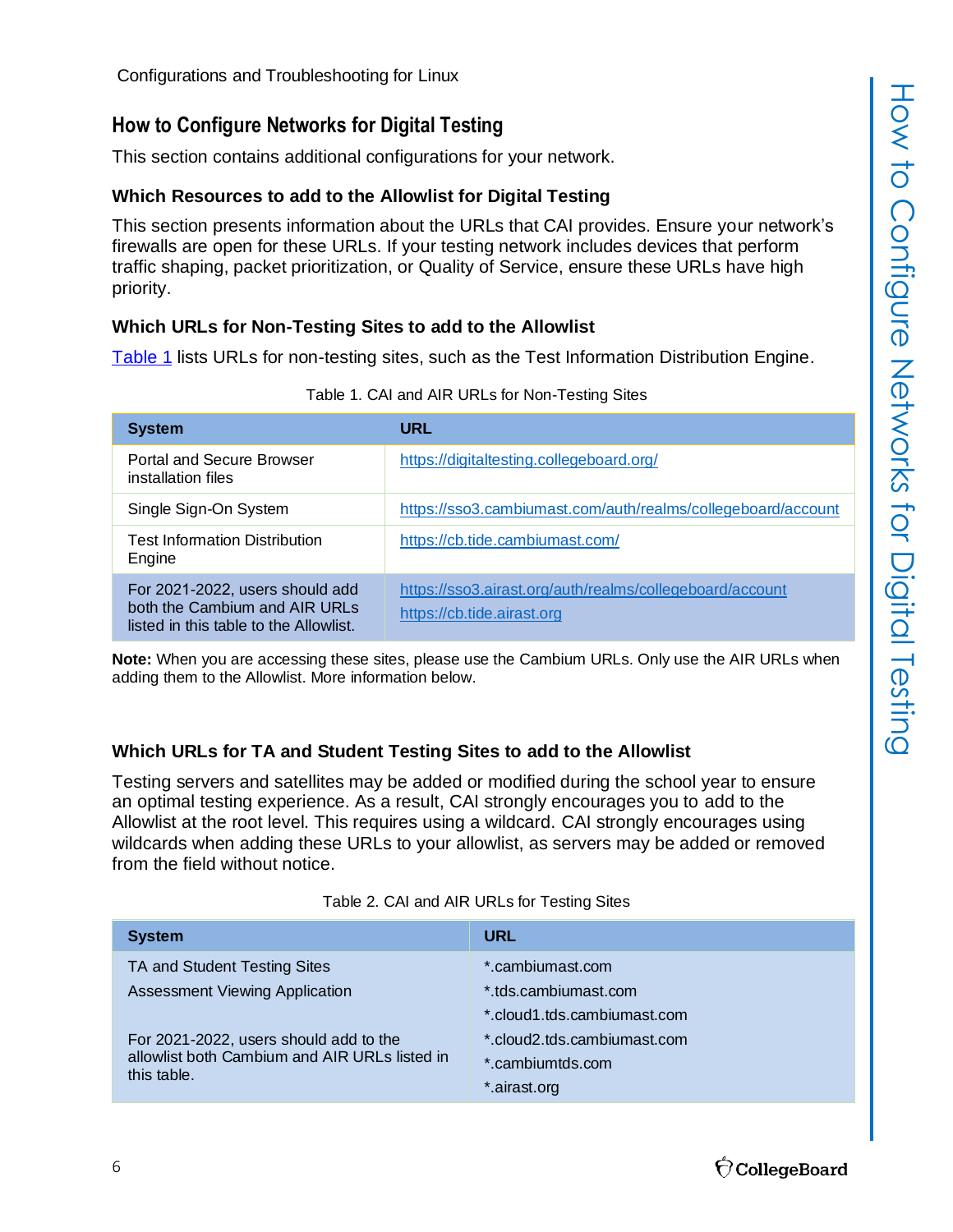## How to Configure Networks for Digital Testing

This section contains additional configurations for your network.

### Which Resources to add to the Allowlist for Digital Testing

This section presents information about the URLs that CAI provides. Ensure your network's firewalls are open for these URLs. If your testing network includes devices that perform traffic shaping, packet prioritization, or Quality of Service, ensure these URLs have high priority.

### Which URLs for Non-Testing Sites to add to the Allowlist

Table 1 lists URLs for non-testing sites, such as the Test Information Distribution Engine.

Table 1. CAI and AIR URLs for Non-Testing Sites

| System | URL |
| --- | --- |
| Portal and Secure Browser installation files | https://digitaltesting.collegeboard.org/ |
| Single Sign-On System | https://sso3.cambiumast.com/auth/realms/collegeboard/account |
| Test Information Distribution Engine | https://cb.tide.cambiumast.com/ |
| For 2021-2022, users should add both the Cambium and AIR URLs listed in this table to the Allowlist. | https://sso3.airast.org/auth/realms/collegeboard/account<br>https://cb.tide.airast.org |

**Note:** When you are accessing these sites, please use the Cambium URLs. Only use the AIR URLs when adding them to the Allowlist. More information below.

### Which URLs for TA and Student Testing Sites to add to the Allowlist

Testing servers and satellites may be added or modified during the school year to ensure an optimal testing experience. As a result, CAI strongly encourages you to add to the Allowlist at the root level. This requires using a wildcard. CAI strongly encourages using wildcards when adding these URLs to your allowlist, as servers may be added or removed from the field without notice.

Table 2. CAI and AIR URLs for Testing Sites

| System | URL |
| --- | --- |
| TA and Student Testing Sites<br>Assessment Viewing Application<br><br>For 2021-2022, users should add to the allowlist both Cambium and AIR URLs listed in this table. | *.cambiumast.com<br>*.tds.cambiumast.com<br>*.cloud1.tds.cambiumast.com<br>*.cloud2.tds.cambiumast.com<br>*.cambiumtds.com<br>*.airast.org |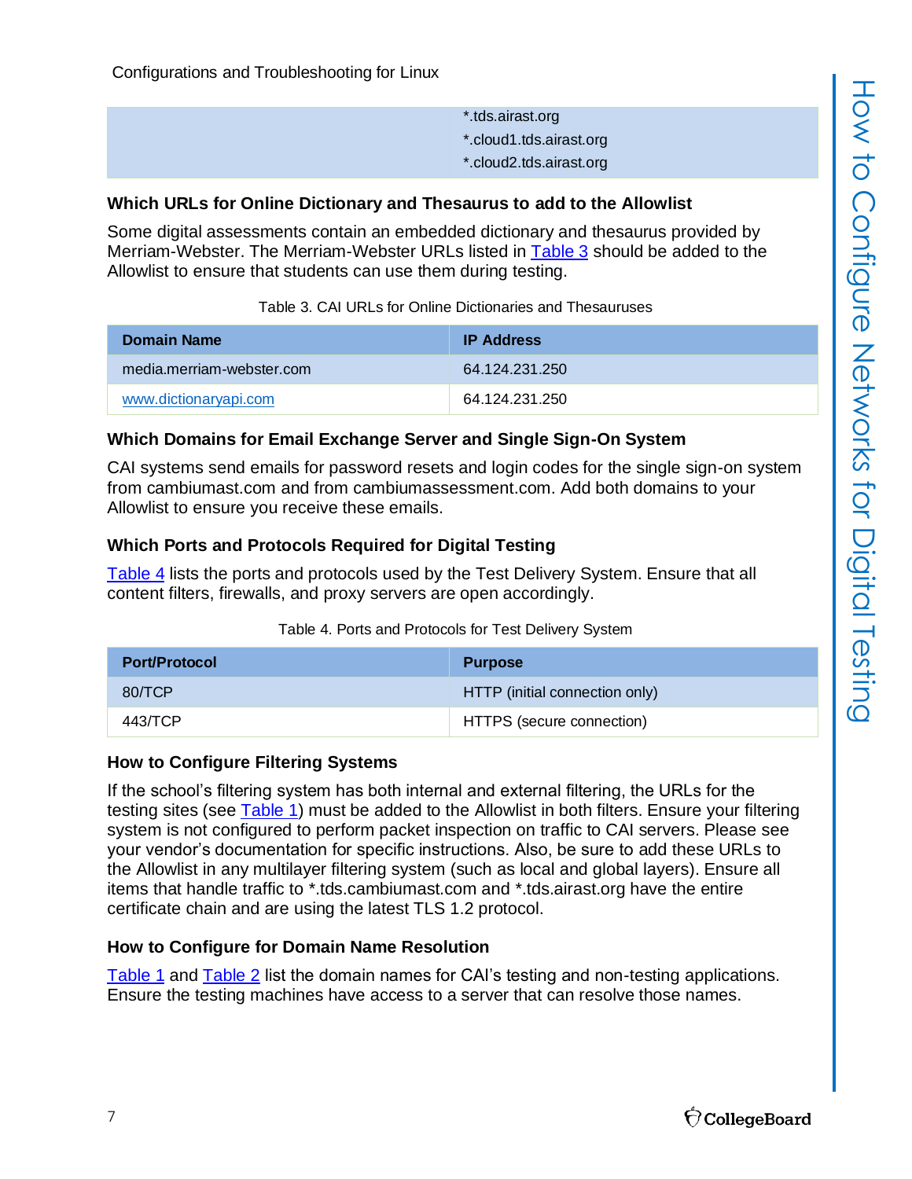| | *.tds.airast.org<br>*.cloud1.tds.airast.org<br>*.cloud2.tds.airast.org |
|---|---|

### Which URLs for Online Dictionary and Thesaurus to add to the Allowlist

Some digital assessments contain an embedded dictionary and thesaurus provided by Merriam-Webster. The Merriam-Webster URLs listed in Table 3 should be added to the Allowlist to ensure that students can use them during testing.

Table 3. CAI URLs for Online Dictionaries and Thesauruses

| Domain Name | IP Address |
|---|---|
| media.merriam-webster.com | 64.124.231.250 |
| www.dictionaryapi.com | 64.124.231.250 |

### Which Domains for Email Exchange Server and Single Sign-On System

CAI systems send emails for password resets and login codes for the single sign-on system from cambiumast.com and from cambiumassessment.com. Add both domains to your Allowlist to ensure you receive these emails.

### Which Ports and Protocols Required for Digital Testing

Table 4 lists the ports and protocols used by the Test Delivery System. Ensure that all content filters, firewalls, and proxy servers are open accordingly.

Table 4. Ports and Protocols for Test Delivery System

| Port/Protocol | Purpose |
|---|---|
| 80/TCP | HTTP (initial connection only) |
| 443/TCP | HTTPS (secure connection) |

### How to Configure Filtering Systems

If the school's filtering system has both internal and external filtering, the URLs for the testing sites (see Table 1) must be added to the Allowlist in both filters. Ensure your filtering system is not configured to perform packet inspection on traffic to CAI servers. Please see your vendor's documentation for specific instructions. Also, be sure to add these URLs to the Allowlist in any multilayer filtering system (such as local and global layers). Ensure all items that handle traffic to *.tds.cambiumast.com and *.tds.airast.org have the entire certificate chain and are using the latest TLS 1.2 protocol.

### How to Configure for Domain Name Resolution

Table 1 and Table 2 list the domain names for CAI's testing and non-testing applications. Ensure the testing machines have access to a server that can resolve those names.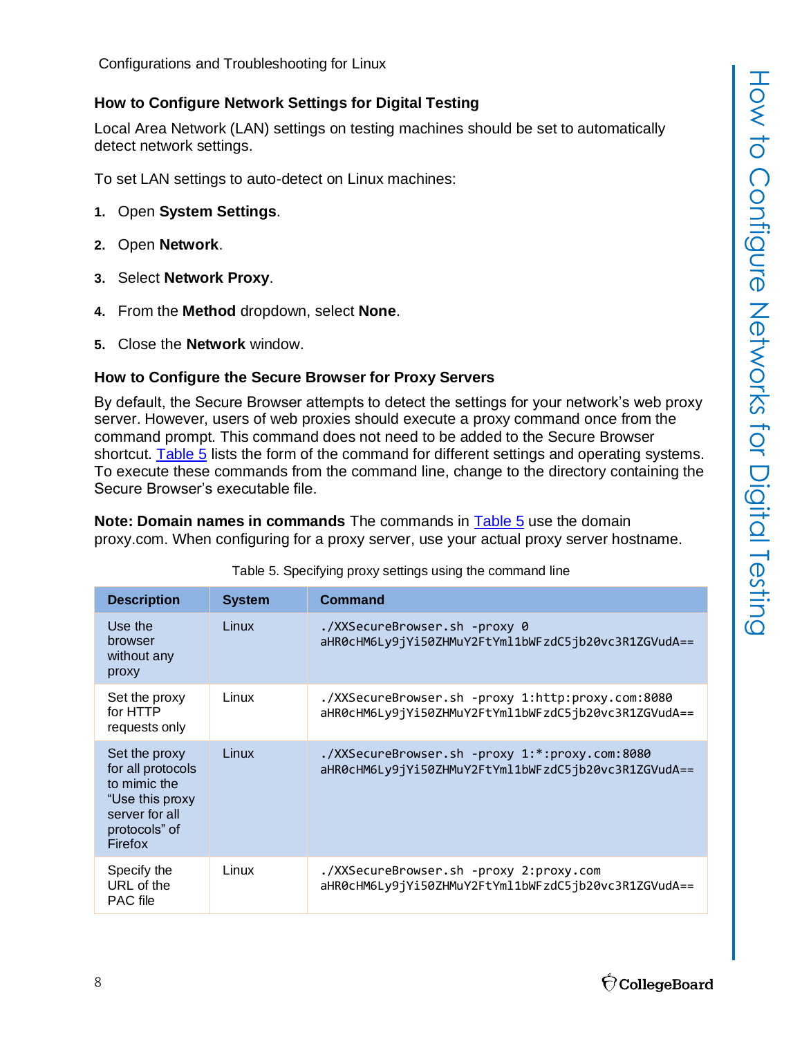Configurations and Troubleshooting for Linux

### How to Configure Network Settings for Digital Testing

Local Area Network (LAN) settings on testing machines should be set to automatically detect network settings.

To set LAN settings to auto-detect on Linux machines:

1. Open **System Settings**.
2. Open **Network**.
3. Select **Network Proxy**.
4. From the **Method** dropdown, select **None**.
5. Close the **Network** window.

### How to Configure the Secure Browser for Proxy Servers

By default, the Secure Browser attempts to detect the settings for your network's web proxy server. However, users of web proxies should execute a proxy command once from the command prompt. This command does not need to be added to the Secure Browser shortcut. Table 5 lists the form of the command for different settings and operating systems. To execute these commands from the command line, change to the directory containing the Secure Browser's executable file.

**Note: Domain names in commands** The commands in Table 5 use the domain proxy.com. When configuring for a proxy server, use your actual proxy server hostname.

Table 5. Specifying proxy settings using the command line

| Description | System | Command |
|---|---|---|
| Use the browser without any proxy | Linux | `./XXSecureBrowser.sh -proxy 0 aHR0cHM6Ly9jYi50ZHMuY2FtYml1bWFzdC5jb20vc3R1ZGVudA==` |
| Set the proxy for HTTP requests only | Linux | `./XXSecureBrowser.sh -proxy 1:http:proxy.com:8080 aHR0cHM6Ly9jYi50ZHMuY2FtYml1bWFzdC5jb20vc3R1ZGVudA==` |
| Set the proxy for all protocols to mimic the "Use this proxy server for all protocols" of Firefox | Linux | `./XXSecureBrowser.sh -proxy 1:*:proxy.com:8080 aHR0cHM6Ly9jYi50ZHMuY2FtYml1bWFzdC5jb20vc3R1ZGVudA==` |
| Specify the URL of the PAC file | Linux | `./XXSecureBrowser.sh -proxy 2:proxy.com aHR0cHM6Ly9jYi50ZHMuY2FtYml1bWFzdC5jb20vc3R1ZGVudA==` |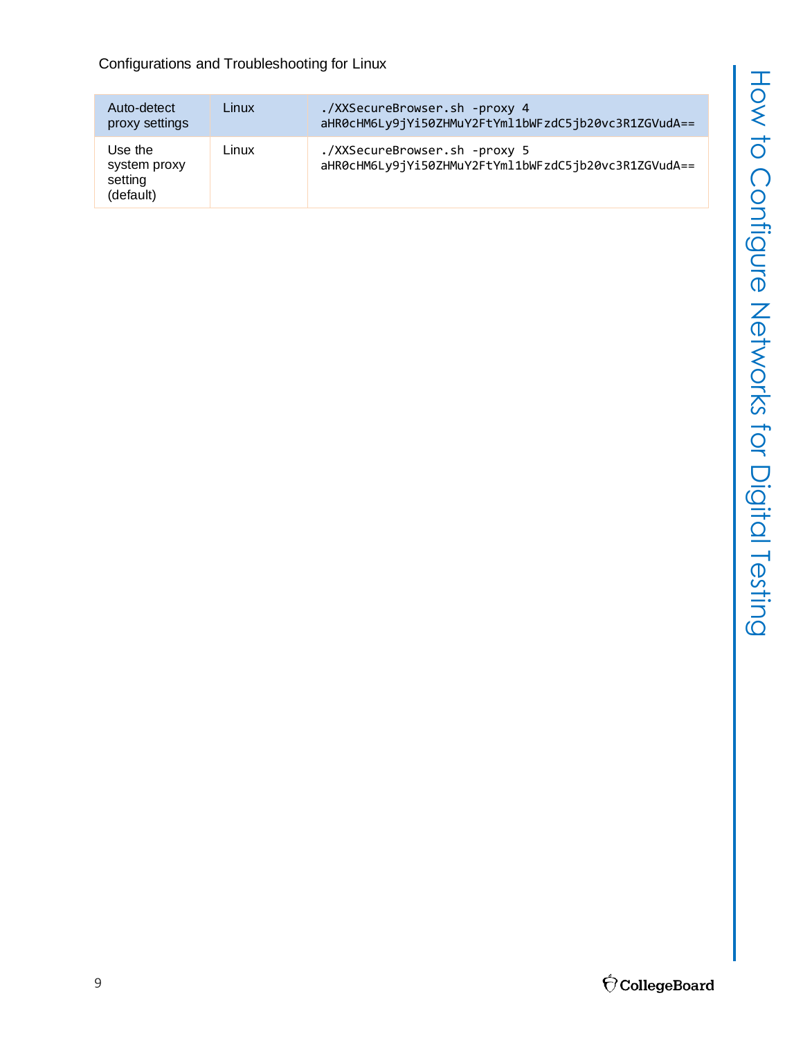Configurations and Troubleshooting for Linux

| Auto-detect proxy settings | Linux | ./XXSecureBrowser.sh -proxy 4 aHR0cHM6Ly9jYi50ZHMuY2FtYml1bWFzdC5jb20vc3R1ZGVudA== |
|---|---|---|
| Use the system proxy setting (default) | Linux | ./XXSecureBrowser.sh -proxy 5 aHR0cHM6Ly9jYi50ZHMuY2FtYml1bWFzdC5jb20vc3R1ZGVudA== |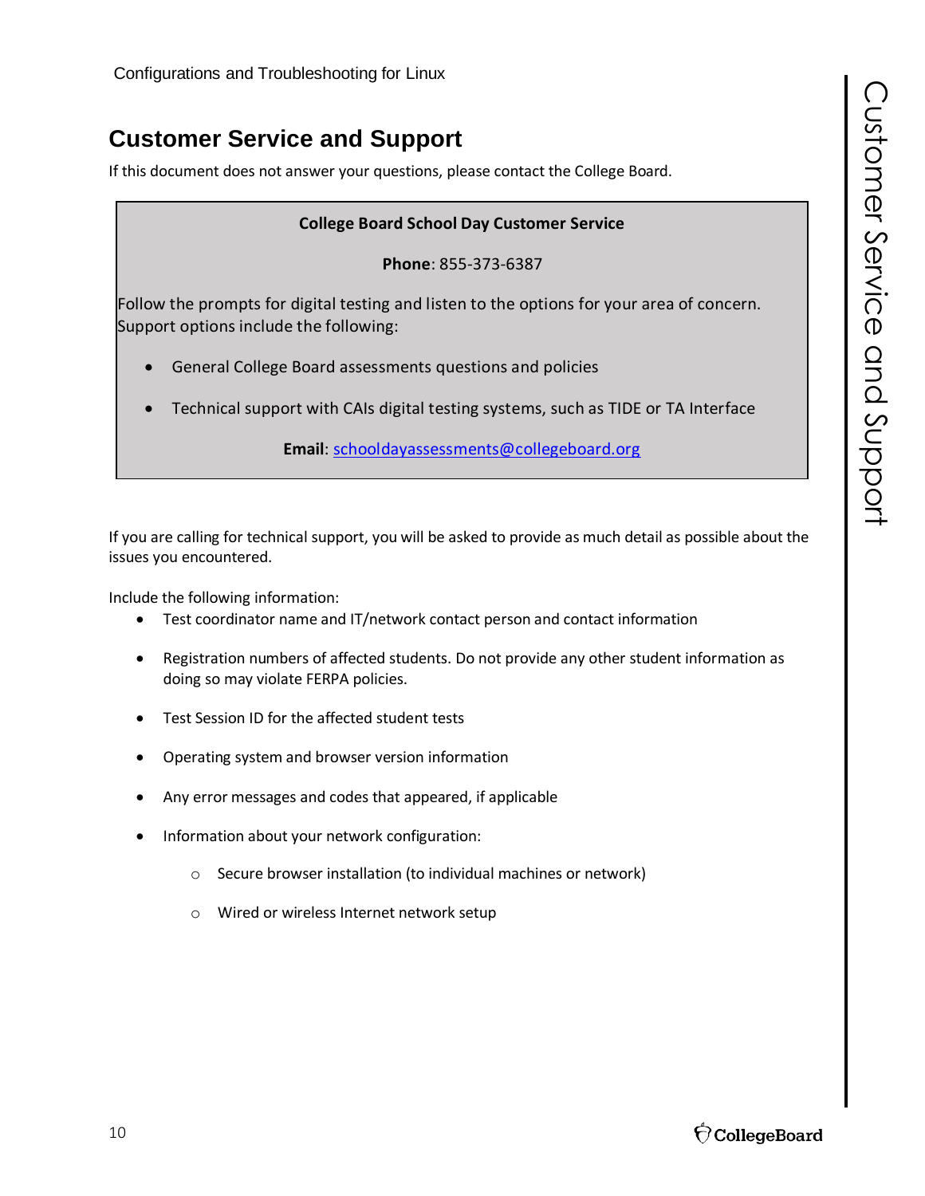## Customer Service and Support

If this document does not answer your questions, please contact the College Board.

**College Board School Day Customer Service**

**Phone**: 855-373-6387

Follow the prompts for digital testing and listen to the options for your area of concern. Support options include the following:

- General College Board assessments questions and policies
- Technical support with CAIs digital testing systems, such as TIDE or TA Interface

**Email**: schooldayassessments@collegeboard.org

If you are calling for technical support, you will be asked to provide as much detail as possible about the issues you encountered.

Include the following information:

- Test coordinator name and IT/network contact person and contact information
- Registration numbers of affected students. Do not provide any other student information as doing so may violate FERPA policies.
- Test Session ID for the affected student tests
- Operating system and browser version information
- Any error messages and codes that appeared, if applicable
- Information about your network configuration:
  - Secure browser installation (to individual machines or network)
  - Wired or wireless Internet network setup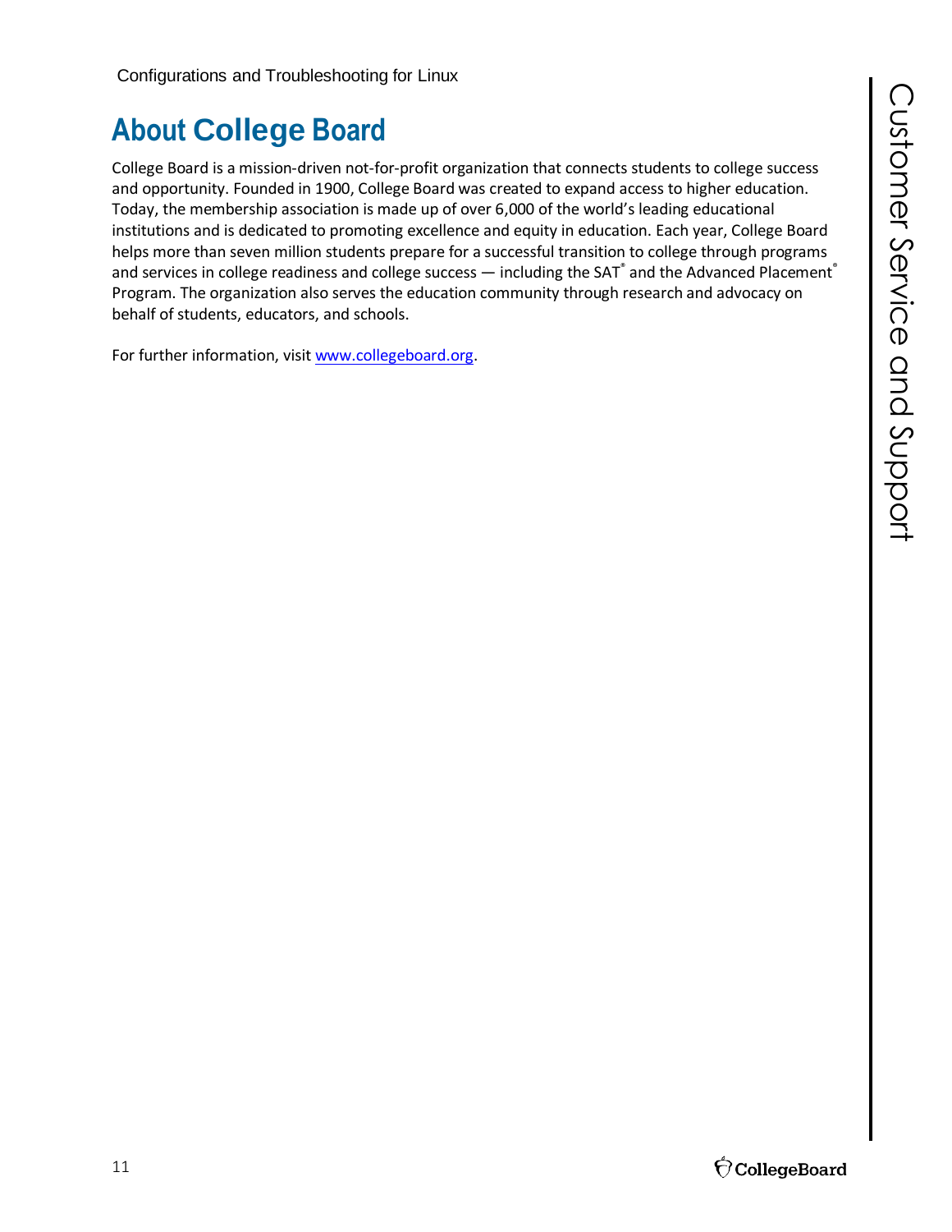## About College Board

College Board is a mission-driven not-for-profit organization that connects students to college success and opportunity. Founded in 1900, College Board was created to expand access to higher education. Today, the membership association is made up of over 6,000 of the world's leading educational institutions and is dedicated to promoting excellence and equity in education. Each year, College Board helps more than seven million students prepare for a successful transition to college through programs and services in college readiness and college success — including the SAT® and the Advanced Placement® Program. The organization also serves the education community through research and advocacy on behalf of students, educators, and schools.

For further information, visit [www.collegeboard.org](http://www.collegeboard.org).